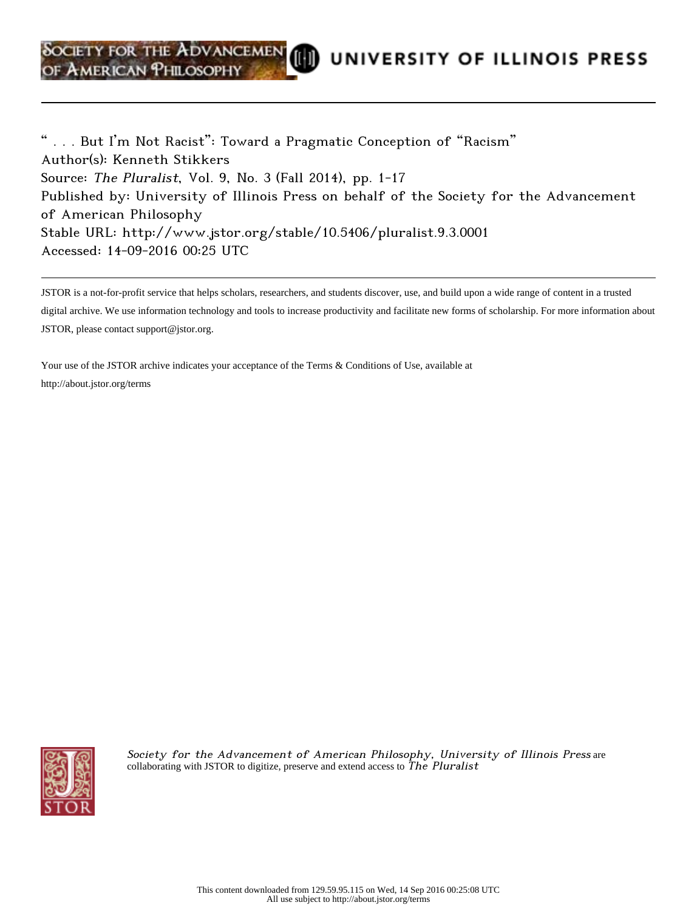" . . . But I'm Not Racist": Toward a Pragmatic Conception of "Racism"
Author(s): Kenneth Stikkers
Source: *The Pluralist*, Vol. 9, No. 3 (Fall 2014), pp. 1-17
Published by: University of Illinois Press on behalf of the Society for the Advancement of American Philosophy
Stable URL: http://www.jstor.org/stable/10.5406/pluralist.9.3.0001
Accessed: 14-09-2016 00:25 UTC

JSTOR is a not-for-profit service that helps scholars, researchers, and students discover, use, and build upon a wide range of content in a trusted digital archive. We use information technology and tools to increase productivity and facilitate new forms of scholarship. For more information about JSTOR, please contact support@jstor.org.

Your use of the JSTOR archive indicates your acceptance of the Terms & Conditions of Use, available at http://about.jstor.org/terms

*Society for the Advancement of American Philosophy*, *University of Illinois Press* are collaborating with JSTOR to digitize, preserve and extend access to *The Pluralist*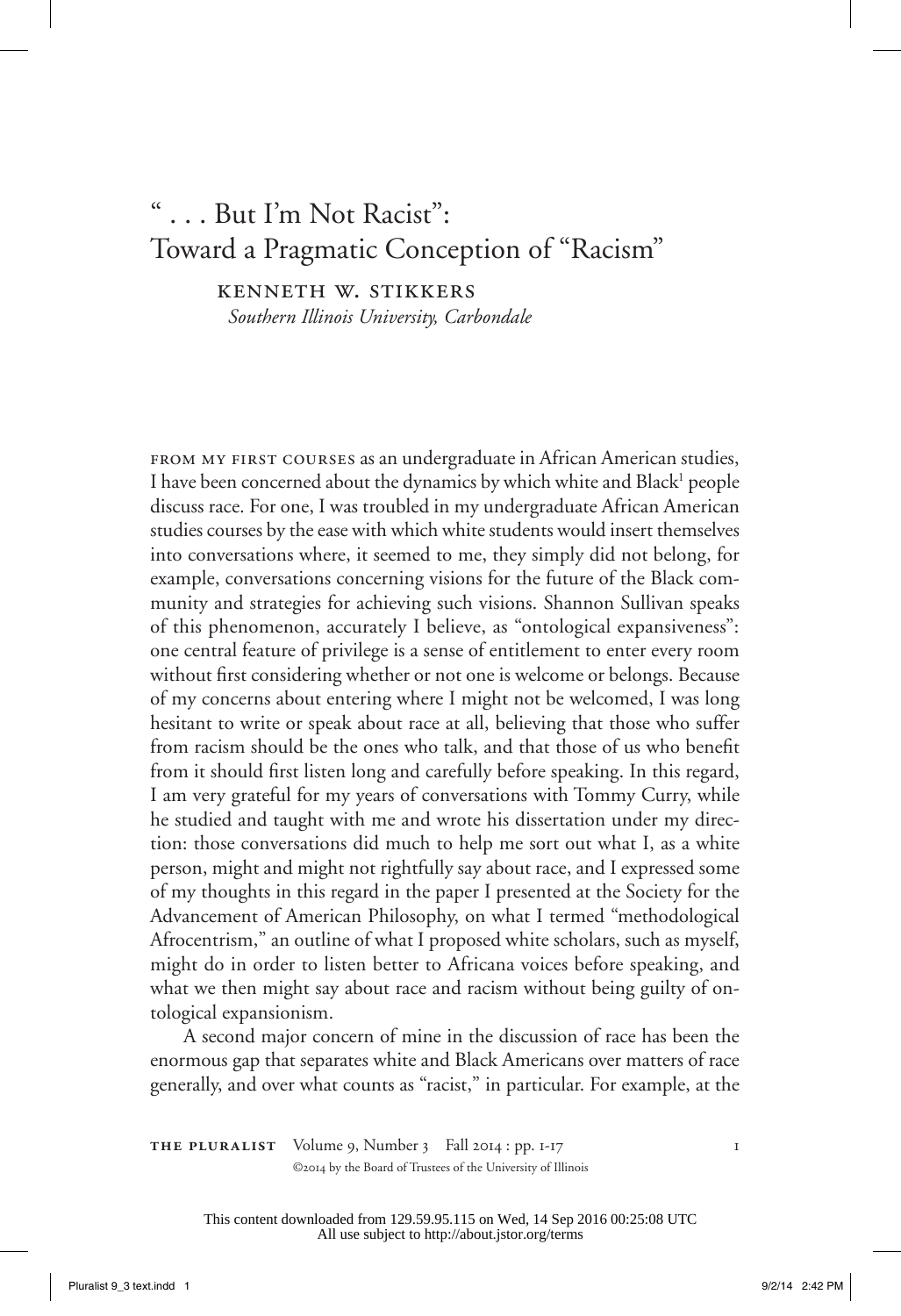# " . . . But I'm Not Racist": Toward a Pragmatic Conception of "Racism"

KENNETH W. STIKKERS

*Southern Illinois University, Carbondale*

FROM MY FIRST COURSES as an undergraduate in African American studies, I have been concerned about the dynamics by which white and Black[1] people discuss race. For one, I was troubled in my undergraduate African American studies courses by the ease with which white students would insert themselves into conversations where, it seemed to me, they simply did not belong, for example, conversations concerning visions for the future of the Black community and strategies for achieving such visions. Shannon Sullivan speaks of this phenomenon, accurately I believe, as "ontological expansiveness": one central feature of privilege is a sense of entitlement to enter every room without first considering whether or not one is welcome or belongs. Because of my concerns about entering where I might not be welcomed, I was long hesitant to write or speak about race at all, believing that those who suffer from racism should be the ones who talk, and that those of us who benefit from it should first listen long and carefully before speaking. In this regard, I am very grateful for my years of conversations with Tommy Curry, while he studied and taught with me and wrote his dissertation under my direction: those conversations did much to help me sort out what I, as a white person, might and might not rightfully say about race, and I expressed some of my thoughts in this regard in the paper I presented at the Society for the Advancement of American Philosophy, on what I termed "methodological Afrocentrism," an outline of what I proposed white scholars, such as myself, might do in order to listen better to Africana voices before speaking, and what we then might say about race and racism without being guilty of ontological expansionism.

A second major concern of mine in the discussion of race has been the enormous gap that separates white and Black Americans over matters of race generally, and over what counts as "racist," in particular. For example, at the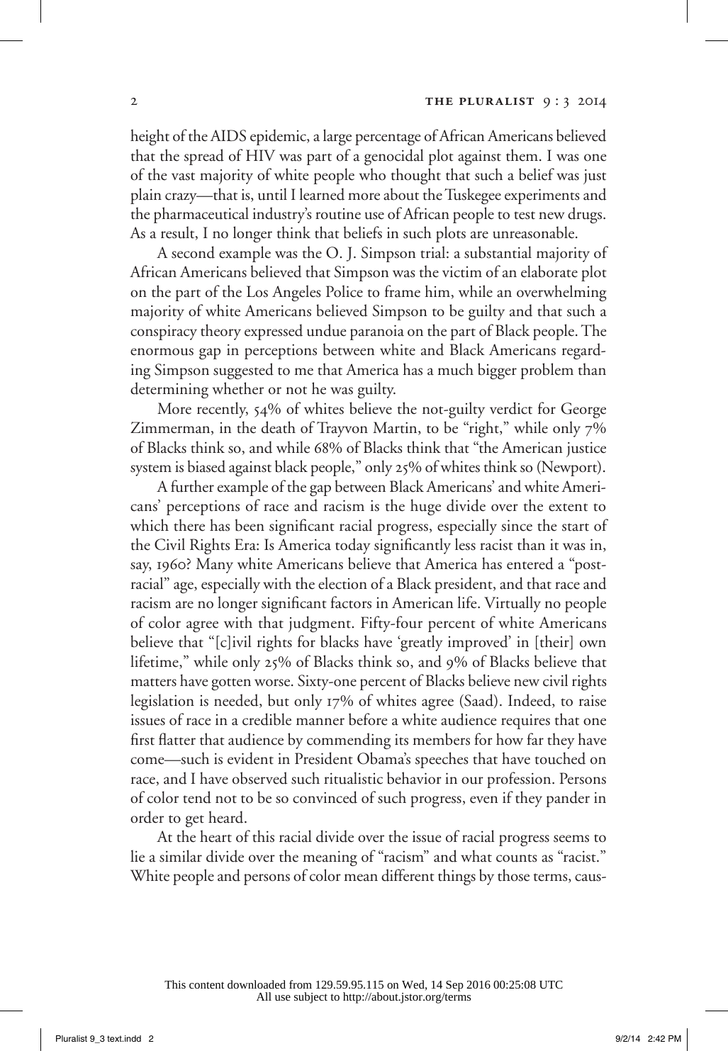height of the AIDS epidemic, a large percentage of African Americans believed that the spread of HIV was part of a genocidal plot against them. I was one of the vast majority of white people who thought that such a belief was just plain crazy—that is, until I learned more about the Tuskegee experiments and the pharmaceutical industry's routine use of African people to test new drugs. As a result, I no longer think that beliefs in such plots are unreasonable.

A second example was the O. J. Simpson trial: a substantial majority of African Americans believed that Simpson was the victim of an elaborate plot on the part of the Los Angeles Police to frame him, while an overwhelming majority of white Americans believed Simpson to be guilty and that such a conspiracy theory expressed undue paranoia on the part of Black people. The enormous gap in perceptions between white and Black Americans regarding Simpson suggested to me that America has a much bigger problem than determining whether or not he was guilty.

More recently, 54% of whites believe the not-guilty verdict for George Zimmerman, in the death of Trayvon Martin, to be "right," while only 7% of Blacks think so, and while 68% of Blacks think that "the American justice system is biased against black people," only 25% of whites think so (Newport).

A further example of the gap between Black Americans' and white Americans' perceptions of race and racism is the huge divide over the extent to which there has been significant racial progress, especially since the start of the Civil Rights Era: Is America today significantly less racist than it was in, say, 1960? Many white Americans believe that America has entered a "post-racial" age, especially with the election of a Black president, and that race and racism are no longer significant factors in American life. Virtually no people of color agree with that judgment. Fifty-four percent of white Americans believe that "[c]ivil rights for blacks have 'greatly improved' in [their] own lifetime," while only 25% of Blacks think so, and 9% of Blacks believe that matters have gotten worse. Sixty-one percent of Blacks believe new civil rights legislation is needed, but only 17% of whites agree (Saad). Indeed, to raise issues of race in a credible manner before a white audience requires that one first flatter that audience by commending its members for how far they have come—such is evident in President Obama's speeches that have touched on race, and I have observed such ritualistic behavior in our profession. Persons of color tend not to be so convinced of such progress, even if they pander in order to get heard.

At the heart of this racial divide over the issue of racial progress seems to lie a similar divide over the meaning of "racism" and what counts as "racist." White people and persons of color mean different things by those terms, caus-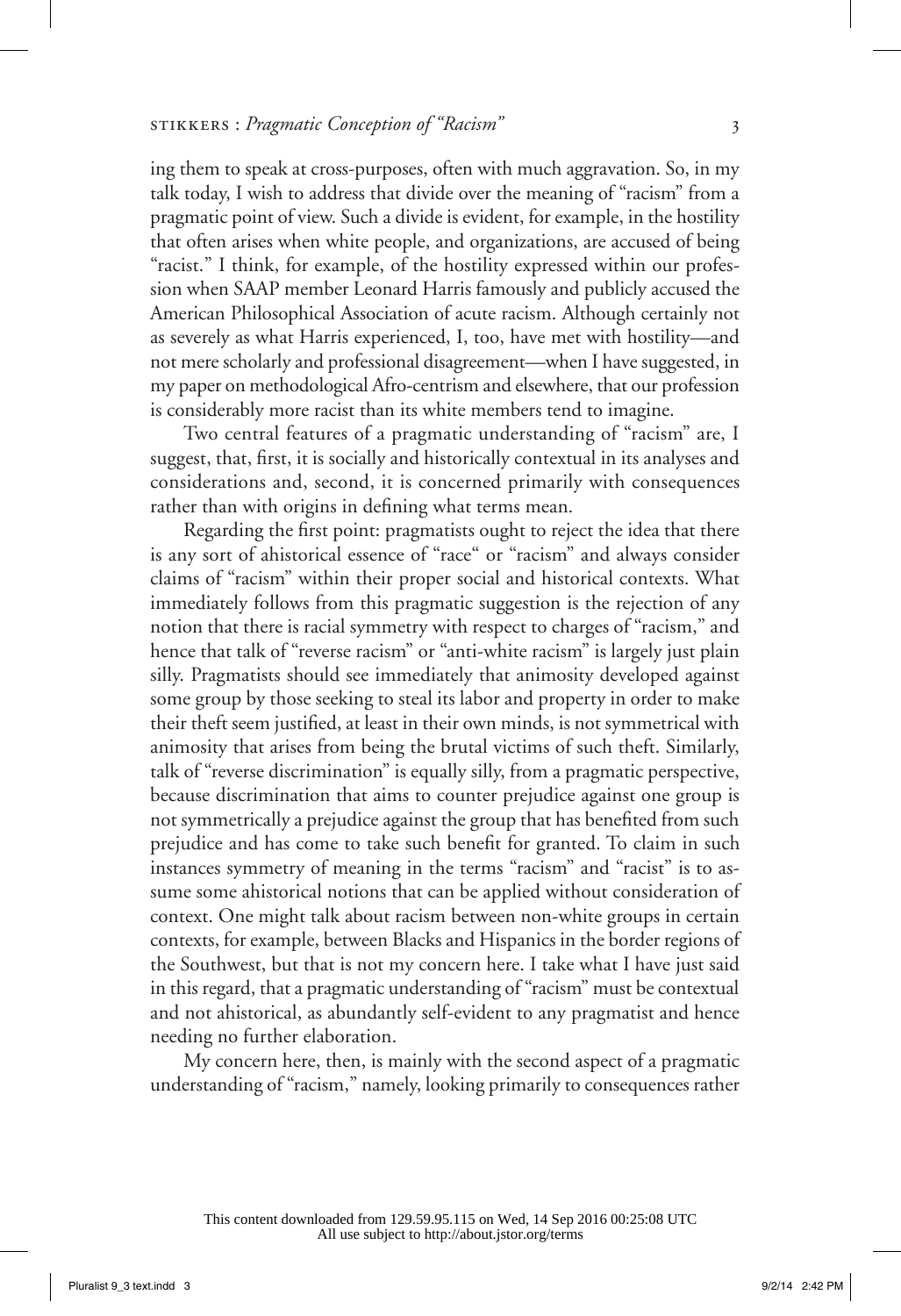ing them to speak at cross-purposes, often with much aggravation. So, in my talk today, I wish to address that divide over the meaning of "racism" from a pragmatic point of view. Such a divide is evident, for example, in the hostility that often arises when white people, and organizations, are accused of being "racist." I think, for example, of the hostility expressed within our profession when SAAP member Leonard Harris famously and publicly accused the American Philosophical Association of acute racism. Although certainly not as severely as what Harris experienced, I, too, have met with hostility—and not mere scholarly and professional disagreement—when I have suggested, in my paper on methodological Afro-centrism and elsewhere, that our profession is considerably more racist than its white members tend to imagine.

Two central features of a pragmatic understanding of "racism" are, I suggest, that, first, it is socially and historically contextual in its analyses and considerations and, second, it is concerned primarily with consequences rather than with origins in defining what terms mean.

Regarding the first point: pragmatists ought to reject the idea that there is any sort of ahistorical essence of "race" or "racism" and always consider claims of "racism" within their proper social and historical contexts. What immediately follows from this pragmatic suggestion is the rejection of any notion that there is racial symmetry with respect to charges of "racism," and hence that talk of "reverse racism" or "anti-white racism" is largely just plain silly. Pragmatists should see immediately that animosity developed against some group by those seeking to steal its labor and property in order to make their theft seem justified, at least in their own minds, is not symmetrical with animosity that arises from being the brutal victims of such theft. Similarly, talk of "reverse discrimination" is equally silly, from a pragmatic perspective, because discrimination that aims to counter prejudice against one group is not symmetrically a prejudice against the group that has benefited from such prejudice and has come to take such benefit for granted. To claim in such instances symmetry of meaning in the terms "racism" and "racist" is to assume some ahistorical notions that can be applied without consideration of context. One might talk about racism between non-white groups in certain contexts, for example, between Blacks and Hispanics in the border regions of the Southwest, but that is not my concern here. I take what I have just said in this regard, that a pragmatic understanding of "racism" must be contextual and not ahistorical, as abundantly self-evident to any pragmatist and hence needing no further elaboration.

My concern here, then, is mainly with the second aspect of a pragmatic understanding of "racism," namely, looking primarily to consequences rather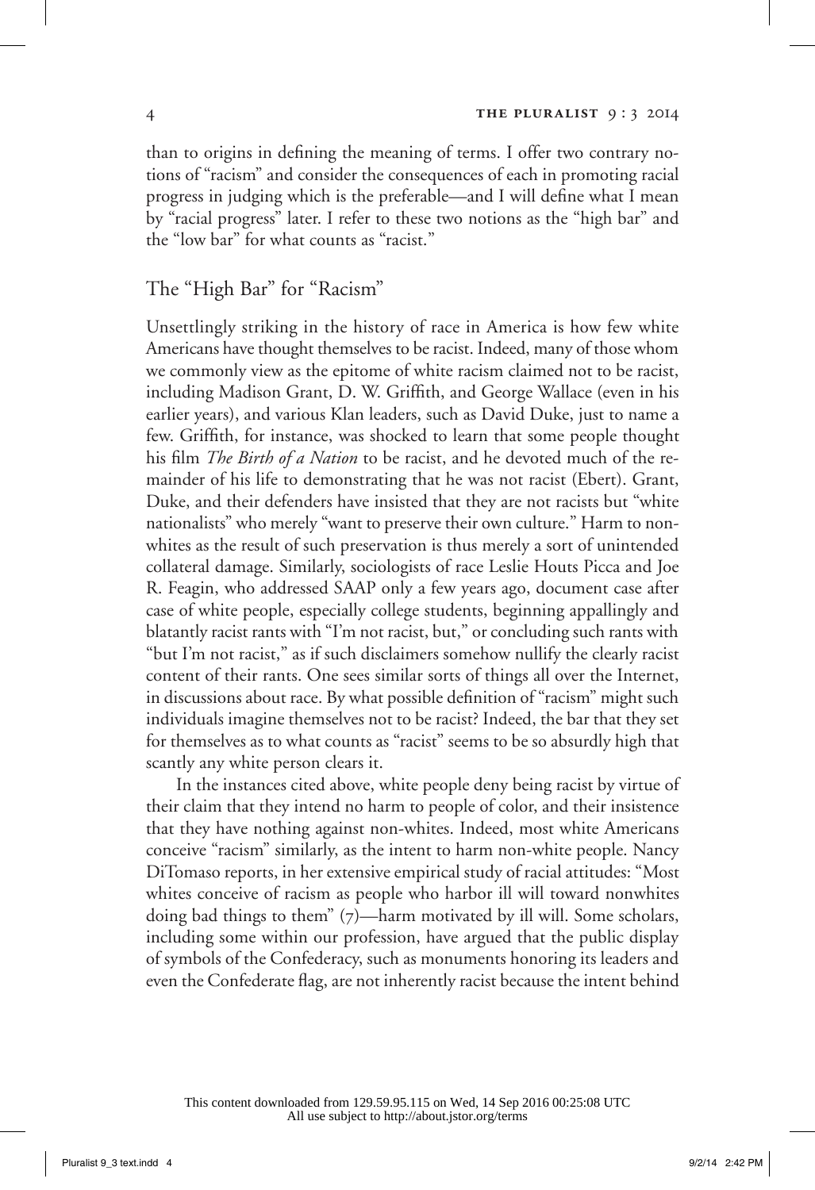than to origins in defining the meaning of terms. I offer two contrary notions of "racism" and consider the consequences of each in promoting racial progress in judging which is the preferable—and I will define what I mean by "racial progress" later. I refer to these two notions as the "high bar" and the "low bar" for what counts as "racist."

## The "High Bar" for "Racism"

Unsettlingly striking in the history of race in America is how few white Americans have thought themselves to be racist. Indeed, many of those whom we commonly view as the epitome of white racism claimed not to be racist, including Madison Grant, D. W. Griffith, and George Wallace (even in his earlier years), and various Klan leaders, such as David Duke, just to name a few. Griffith, for instance, was shocked to learn that some people thought his film *The Birth of a Nation* to be racist, and he devoted much of the remainder of his life to demonstrating that he was not racist (Ebert). Grant, Duke, and their defenders have insisted that they are not racists but "white nationalists" who merely "want to preserve their own culture." Harm to non-whites as the result of such preservation is thus merely a sort of unintended collateral damage. Similarly, sociologists of race Leslie Houts Picca and Joe R. Feagin, who addressed SAAP only a few years ago, document case after case of white people, especially college students, beginning appallingly and blatantly racist rants with "I'm not racist, but," or concluding such rants with "but I'm not racist," as if such disclaimers somehow nullify the clearly racist content of their rants. One sees similar sorts of things all over the Internet, in discussions about race. By what possible definition of "racism" might such individuals imagine themselves not to be racist? Indeed, the bar that they set for themselves as to what counts as "racist" seems to be so absurdly high that scantly any white person clears it.

In the instances cited above, white people deny being racist by virtue of their claim that they intend no harm to people of color, and their insistence that they have nothing against non-whites. Indeed, most white Americans conceive "racism" similarly, as the intent to harm non-white people. Nancy DiTomaso reports, in her extensive empirical study of racial attitudes: "Most whites conceive of racism as people who harbor ill will toward nonwhites doing bad things to them" (7)—harm motivated by ill will. Some scholars, including some within our profession, have argued that the public display of symbols of the Confederacy, such as monuments honoring its leaders and even the Confederate flag, are not inherently racist because the intent behind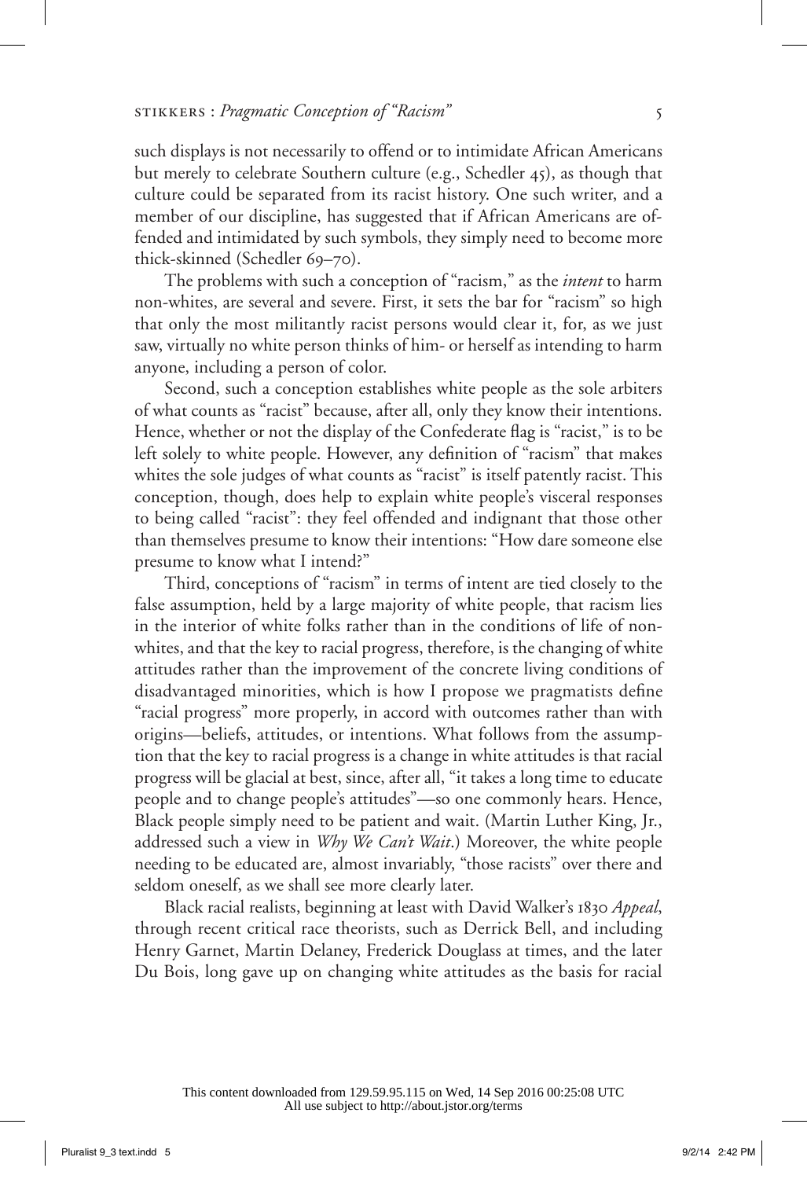such displays is not necessarily to offend or to intimidate African Americans but merely to celebrate Southern culture (e.g., Schedler 45), as though that culture could be separated from its racist history. One such writer, and a member of our discipline, has suggested that if African Americans are offended and intimidated by such symbols, they simply need to become more thick-skinned (Schedler 69–70).

The problems with such a conception of "racism," as the *intent* to harm non-whites, are several and severe. First, it sets the bar for "racism" so high that only the most militantly racist persons would clear it, for, as we just saw, virtually no white person thinks of him- or herself as intending to harm anyone, including a person of color.

Second, such a conception establishes white people as the sole arbiters of what counts as "racist" because, after all, only they know their intentions. Hence, whether or not the display of the Confederate flag is "racist," is to be left solely to white people. However, any definition of "racism" that makes whites the sole judges of what counts as "racist" is itself patently racist. This conception, though, does help to explain white people's visceral responses to being called "racist": they feel offended and indignant that those other than themselves presume to know their intentions: "How dare someone else presume to know what I intend?"

Third, conceptions of "racism" in terms of intent are tied closely to the false assumption, held by a large majority of white people, that racism lies in the interior of white folks rather than in the conditions of life of non-whites, and that the key to racial progress, therefore, is the changing of white attitudes rather than the improvement of the concrete living conditions of disadvantaged minorities, which is how I propose we pragmatists define "racial progress" more properly, in accord with outcomes rather than with origins—beliefs, attitudes, or intentions. What follows from the assumption that the key to racial progress is a change in white attitudes is that racial progress will be glacial at best, since, after all, "it takes a long time to educate people and to change people's attitudes"—so one commonly hears. Hence, Black people simply need to be patient and wait. (Martin Luther King, Jr., addressed such a view in *Why We Can't Wait*.) Moreover, the white people needing to be educated are, almost invariably, "those racists" over there and seldom oneself, as we shall see more clearly later.

Black racial realists, beginning at least with David Walker's 1830 *Appeal*, through recent critical race theorists, such as Derrick Bell, and including Henry Garnet, Martin Delaney, Frederick Douglass at times, and the later Du Bois, long gave up on changing white attitudes as the basis for racial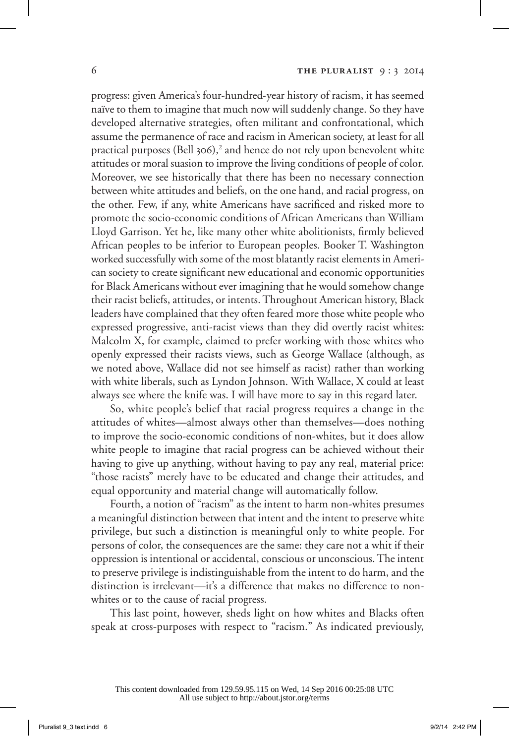progress: given America's four-hundred-year history of racism, it has seemed naïve to them to imagine that much now will suddenly change. So they have developed alternative strategies, often militant and confrontational, which assume the permanence of race and racism in American society, at least for all practical purposes (Bell 306),[2] and hence do not rely upon benevolent white attitudes or moral suasion to improve the living conditions of people of color. Moreover, we see historically that there has been no necessary connection between white attitudes and beliefs, on the one hand, and racial progress, on the other. Few, if any, white Americans have sacrificed and risked more to promote the socio-economic conditions of African Americans than William Lloyd Garrison. Yet he, like many other white abolitionists, firmly believed African peoples to be inferior to European peoples. Booker T. Washington worked successfully with some of the most blatantly racist elements in American society to create significant new educational and economic opportunities for Black Americans without ever imagining that he would somehow change their racist beliefs, attitudes, or intents. Throughout American history, Black leaders have complained that they often feared more those white people who expressed progressive, anti-racist views than they did overtly racist whites: Malcolm X, for example, claimed to prefer working with those whites who openly expressed their racists views, such as George Wallace (although, as we noted above, Wallace did not see himself as racist) rather than working with white liberals, such as Lyndon Johnson. With Wallace, X could at least always see where the knife was. I will have more to say in this regard later.

So, white people's belief that racial progress requires a change in the attitudes of whites—almost always other than themselves—does nothing to improve the socio-economic conditions of non-whites, but it does allow white people to imagine that racial progress can be achieved without their having to give up anything, without having to pay any real, material price: "those racists" merely have to be educated and change their attitudes, and equal opportunity and material change will automatically follow.

Fourth, a notion of "racism" as the intent to harm non-whites presumes a meaningful distinction between that intent and the intent to preserve white privilege, but such a distinction is meaningful only to white people. For persons of color, the consequences are the same: they care not a whit if their oppression is intentional or accidental, conscious or unconscious. The intent to preserve privilege is indistinguishable from the intent to do harm, and the distinction is irrelevant—it's a difference that makes no difference to non-whites or to the cause of racial progress.

This last point, however, sheds light on how whites and Blacks often speak at cross-purposes with respect to "racism." As indicated previously,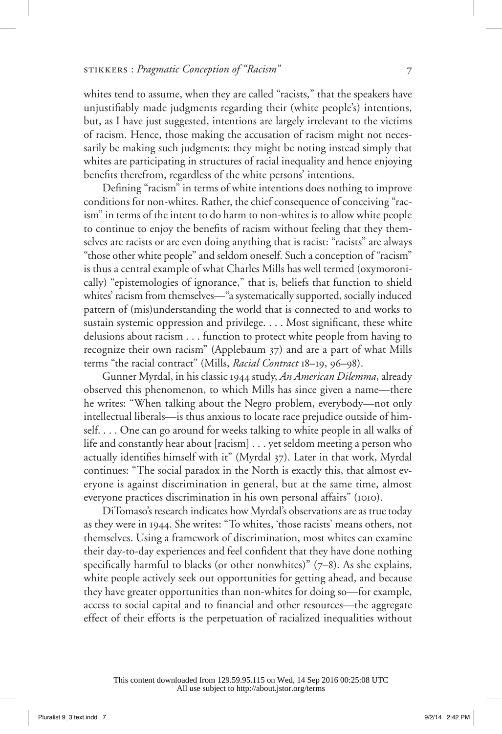whites tend to assume, when they are called "racists," that the speakers have unjustifiably made judgments regarding their (white people's) intentions, but, as I have just suggested, intentions are largely irrelevant to the victims of racism. Hence, those making the accusation of racism might not necessarily be making such judgments: they might be noting instead simply that whites are participating in structures of racial inequality and hence enjoying benefits therefrom, regardless of the white persons' intentions.

Defining "racism" in terms of white intentions does nothing to improve conditions for non-whites. Rather, the chief consequence of conceiving "racism" in terms of the intent to do harm to non-whites is to allow white people to continue to enjoy the benefits of racism without feeling that they themselves are racists or are even doing anything that is racist: "racists" are always "those other white people" and seldom oneself. Such a conception of "racism" is thus a central example of what Charles Mills has well termed (oxymoronically) "epistemologies of ignorance," that is, beliefs that function to shield whites' racism from themselves—"a systematically supported, socially induced pattern of (mis)understanding the world that is connected to and works to sustain systemic oppression and privilege. . . . Most significant, these white delusions about racism . . . function to protect white people from having to recognize their own racism" (Applebaum 37) and are a part of what Mills terms "the racial contract" (Mills, *Racial Contract* 18–19, 96–98).

Gunner Myrdal, in his classic 1944 study, *An American Dilemma*, already observed this phenomenon, to which Mills has since given a name—there he writes: "When talking about the Negro problem, everybody—not only intellectual liberals—is thus anxious to locate race prejudice outside of himself. . . . One can go around for weeks talking to white people in all walks of life and constantly hear about [racism] . . . yet seldom meeting a person who actually identifies himself with it" (Myrdal 37). Later in that work, Myrdal continues: "The social paradox in the North is exactly this, that almost everyone is against discrimination in general, but at the same time, almost everyone practices discrimination in his own personal affairs" (1010).

DiTomaso's research indicates how Myrdal's observations are as true today as they were in 1944. She writes: "To whites, 'those racists' means others, not themselves. Using a framework of discrimination, most whites can examine their day-to-day experiences and feel confident that they have done nothing specifically harmful to blacks (or other nonwhites)" (7–8). As she explains, white people actively seek out opportunities for getting ahead, and because they have greater opportunities than non-whites for doing so—for example, access to social capital and to financial and other resources—the aggregate effect of their efforts is the perpetuation of racialized inequalities without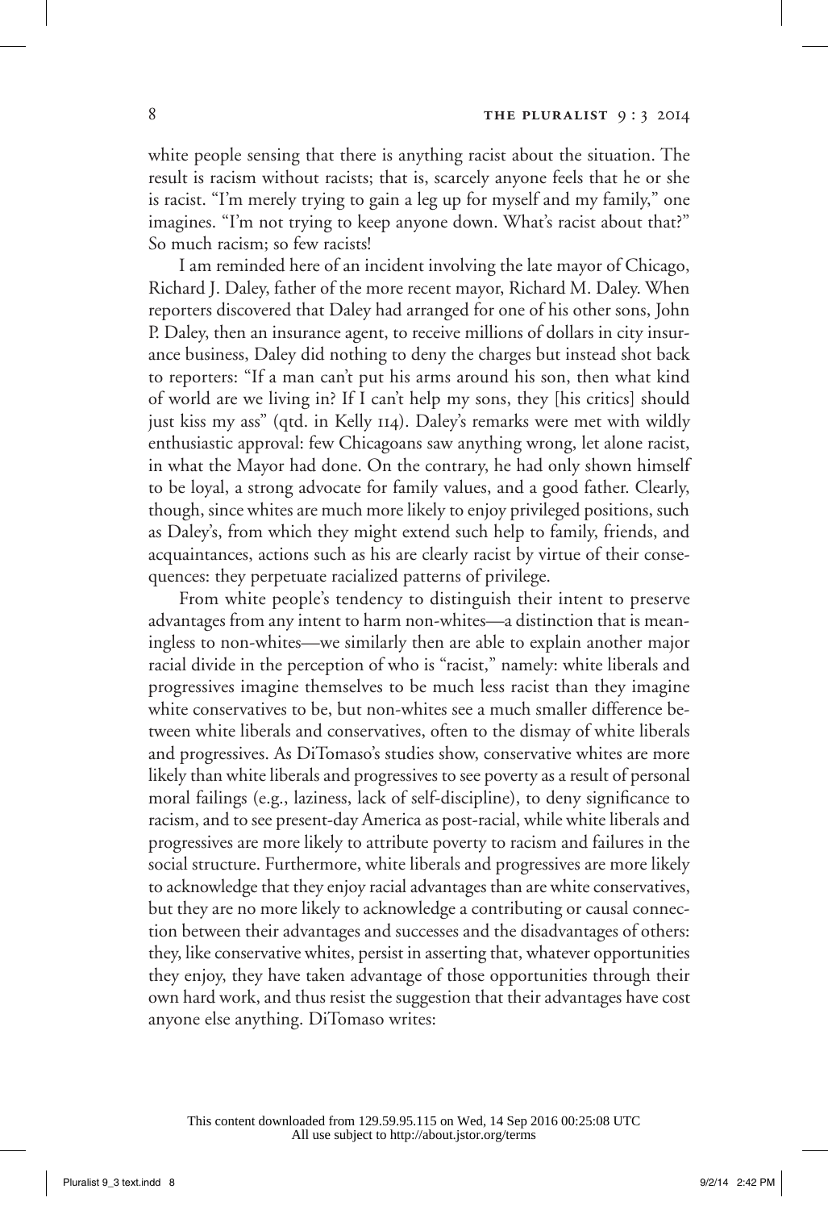white people sensing that there is anything racist about the situation. The result is racism without racists; that is, scarcely anyone feels that he or she is racist. "I'm merely trying to gain a leg up for myself and my family," one imagines. "I'm not trying to keep anyone down. What's racist about that?" So much racism; so few racists!

I am reminded here of an incident involving the late mayor of Chicago, Richard J. Daley, father of the more recent mayor, Richard M. Daley. When reporters discovered that Daley had arranged for one of his other sons, John P. Daley, then an insurance agent, to receive millions of dollars in city insurance business, Daley did nothing to deny the charges but instead shot back to reporters: "If a man can't put his arms around his son, then what kind of world are we living in? If I can't help my sons, they [his critics] should just kiss my ass" (qtd. in Kelly 114). Daley's remarks were met with wildly enthusiastic approval: few Chicagoans saw anything wrong, let alone racist, in what the Mayor had done. On the contrary, he had only shown himself to be loyal, a strong advocate for family values, and a good father. Clearly, though, since whites are much more likely to enjoy privileged positions, such as Daley's, from which they might extend such help to family, friends, and acquaintances, actions such as his are clearly racist by virtue of their consequences: they perpetuate racialized patterns of privilege.

From white people's tendency to distinguish their intent to preserve advantages from any intent to harm non-whites—a distinction that is meaningless to non-whites—we similarly then are able to explain another major racial divide in the perception of who is "racist," namely: white liberals and progressives imagine themselves to be much less racist than they imagine white conservatives to be, but non-whites see a much smaller difference between white liberals and conservatives, often to the dismay of white liberals and progressives. As DiTomaso's studies show, conservative whites are more likely than white liberals and progressives to see poverty as a result of personal moral failings (e.g., laziness, lack of self-discipline), to deny significance to racism, and to see present-day America as post-racial, while white liberals and progressives are more likely to attribute poverty to racism and failures in the social structure. Furthermore, white liberals and progressives are more likely to acknowledge that they enjoy racial advantages than are white conservatives, but they are no more likely to acknowledge a contributing or causal connection between their advantages and successes and the disadvantages of others: they, like conservative whites, persist in asserting that, whatever opportunities they enjoy, they have taken advantage of those opportunities through their own hard work, and thus resist the suggestion that their advantages have cost anyone else anything. DiTomaso writes: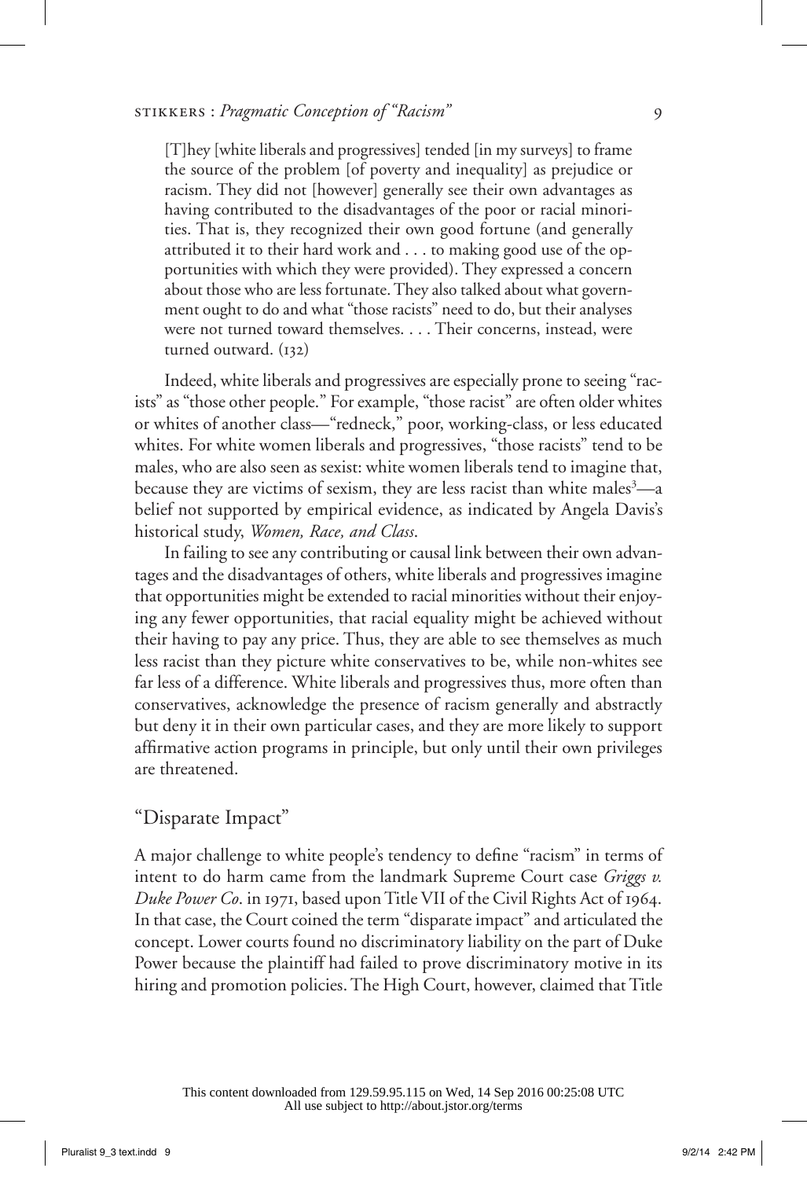> [T]hey [white liberals and progressives] tended [in my surveys] to frame the source of the problem [of poverty and inequality] as prejudice or racism. They did not [however] generally see their own advantages as having contributed to the disadvantages of the poor or racial minorities. That is, they recognized their own good fortune (and generally attributed it to their hard work and . . . to making good use of the opportunities with which they were provided). They expressed a concern about those who are less fortunate. They also talked about what government ought to do and what "those racists" need to do, but their analyses were not turned toward themselves. . . . Their concerns, instead, were turned outward. (132)

Indeed, white liberals and progressives are especially prone to seeing "racists" as "those other people." For example, "those racist" are often older whites or whites of another class—"redneck," poor, working-class, or less educated whites. For white women liberals and progressives, "those racists" tend to be males, who are also seen as sexist: white women liberals tend to imagine that, because they are victims of sexism, they are less racist than white males[3]—a belief not supported by empirical evidence, as indicated by Angela Davis's historical study, *Women, Race, and Class*.

In failing to see any contributing or causal link between their own advantages and the disadvantages of others, white liberals and progressives imagine that opportunities might be extended to racial minorities without their enjoying any fewer opportunities, that racial equality might be achieved without their having to pay any price. Thus, they are able to see themselves as much less racist than they picture white conservatives to be, while non-whites see far less of a difference. White liberals and progressives thus, more often than conservatives, acknowledge the presence of racism generally and abstractly but deny it in their own particular cases, and they are more likely to support affirmative action programs in principle, but only until their own privileges are threatened.

## "Disparate Impact"

A major challenge to white people's tendency to define "racism" in terms of intent to do harm came from the landmark Supreme Court case *Griggs v. Duke Power Co*. in 1971, based upon Title VII of the Civil Rights Act of 1964. In that case, the Court coined the term "disparate impact" and articulated the concept. Lower courts found no discriminatory liability on the part of Duke Power because the plaintiff had failed to prove discriminatory motive in its hiring and promotion policies. The High Court, however, claimed that Title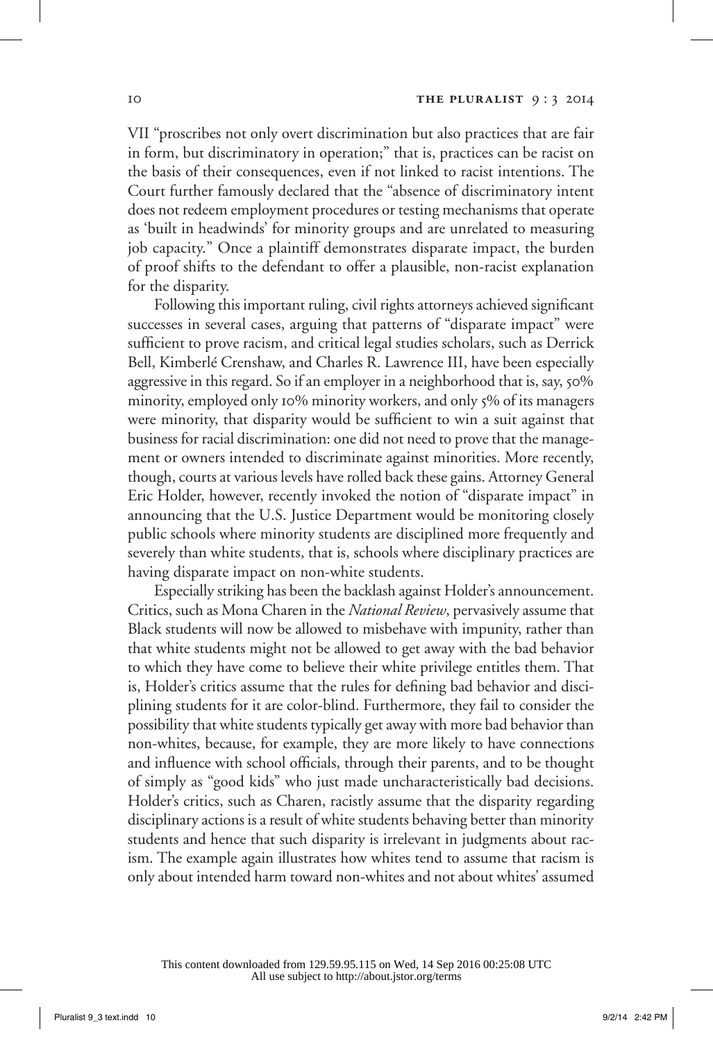VII "proscribes not only overt discrimination but also practices that are fair in form, but discriminatory in operation;" that is, practices can be racist on the basis of their consequences, even if not linked to racist intentions. The Court further famously declared that the "absence of discriminatory intent does not redeem employment procedures or testing mechanisms that operate as 'built in headwinds' for minority groups and are unrelated to measuring job capacity." Once a plaintiff demonstrates disparate impact, the burden of proof shifts to the defendant to offer a plausible, non-racist explanation for the disparity.

Following this important ruling, civil rights attorneys achieved significant successes in several cases, arguing that patterns of "disparate impact" were sufficient to prove racism, and critical legal studies scholars, such as Derrick Bell, Kimberlé Crenshaw, and Charles R. Lawrence III, have been especially aggressive in this regard. So if an employer in a neighborhood that is, say, 50% minority, employed only 10% minority workers, and only 5% of its managers were minority, that disparity would be sufficient to win a suit against that business for racial discrimination: one did not need to prove that the management or owners intended to discriminate against minorities. More recently, though, courts at various levels have rolled back these gains. Attorney General Eric Holder, however, recently invoked the notion of "disparate impact" in announcing that the U.S. Justice Department would be monitoring closely public schools where minority students are disciplined more frequently and severely than white students, that is, schools where disciplinary practices are having disparate impact on non-white students.

Especially striking has been the backlash against Holder's announcement. Critics, such as Mona Charen in the *National Review*, pervasively assume that Black students will now be allowed to misbehave with impunity, rather than that white students might not be allowed to get away with the bad behavior to which they have come to believe their white privilege entitles them. That is, Holder's critics assume that the rules for defining bad behavior and disciplining students for it are color-blind. Furthermore, they fail to consider the possibility that white students typically get away with more bad behavior than non-whites, because, for example, they are more likely to have connections and influence with school officials, through their parents, and to be thought of simply as "good kids" who just made uncharacteristically bad decisions. Holder's critics, such as Charen, racistly assume that the disparity regarding disciplinary actions is a result of white students behaving better than minority students and hence that such disparity is irrelevant in judgments about racism. The example again illustrates how whites tend to assume that racism is only about intended harm toward non-whites and not about whites' assumed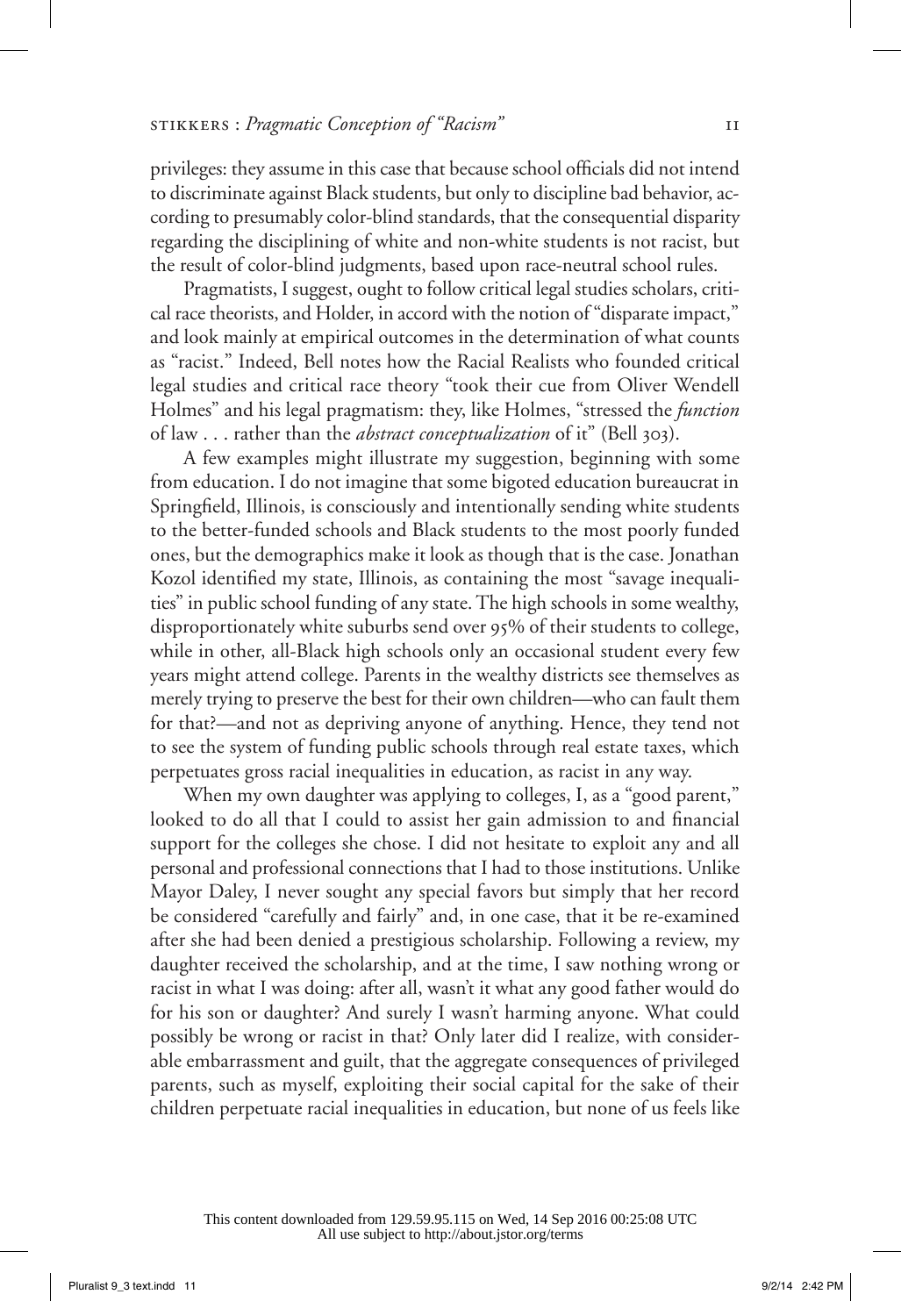privileges: they assume in this case that because school officials did not intend to discriminate against Black students, but only to discipline bad behavior, according to presumably color-blind standards, that the consequential disparity regarding the disciplining of white and non-white students is not racist, but the result of color-blind judgments, based upon race-neutral school rules.

Pragmatists, I suggest, ought to follow critical legal studies scholars, critical race theorists, and Holder, in accord with the notion of "disparate impact," and look mainly at empirical outcomes in the determination of what counts as "racist." Indeed, Bell notes how the Racial Realists who founded critical legal studies and critical race theory "took their cue from Oliver Wendell Holmes" and his legal pragmatism: they, like Holmes, "stressed the *function* of law . . . rather than the *abstract conceptualization* of it" (Bell 303).

A few examples might illustrate my suggestion, beginning with some from education. I do not imagine that some bigoted education bureaucrat in Springfield, Illinois, is consciously and intentionally sending white students to the better-funded schools and Black students to the most poorly funded ones, but the demographics make it look as though that is the case. Jonathan Kozol identified my state, Illinois, as containing the most "savage inequalities" in public school funding of any state. The high schools in some wealthy, disproportionately white suburbs send over 95% of their students to college, while in other, all-Black high schools only an occasional student every few years might attend college. Parents in the wealthy districts see themselves as merely trying to preserve the best for their own children—who can fault them for that?—and not as depriving anyone of anything. Hence, they tend not to see the system of funding public schools through real estate taxes, which perpetuates gross racial inequalities in education, as racist in any way.

When my own daughter was applying to colleges, I, as a "good parent," looked to do all that I could to assist her gain admission to and financial support for the colleges she chose. I did not hesitate to exploit any and all personal and professional connections that I had to those institutions. Unlike Mayor Daley, I never sought any special favors but simply that her record be considered "carefully and fairly" and, in one case, that it be re-examined after she had been denied a prestigious scholarship. Following a review, my daughter received the scholarship, and at the time, I saw nothing wrong or racist in what I was doing: after all, wasn't it what any good father would do for his son or daughter? And surely I wasn't harming anyone. What could possibly be wrong or racist in that? Only later did I realize, with considerable embarrassment and guilt, that the aggregate consequences of privileged parents, such as myself, exploiting their social capital for the sake of their children perpetuate racial inequalities in education, but none of us feels like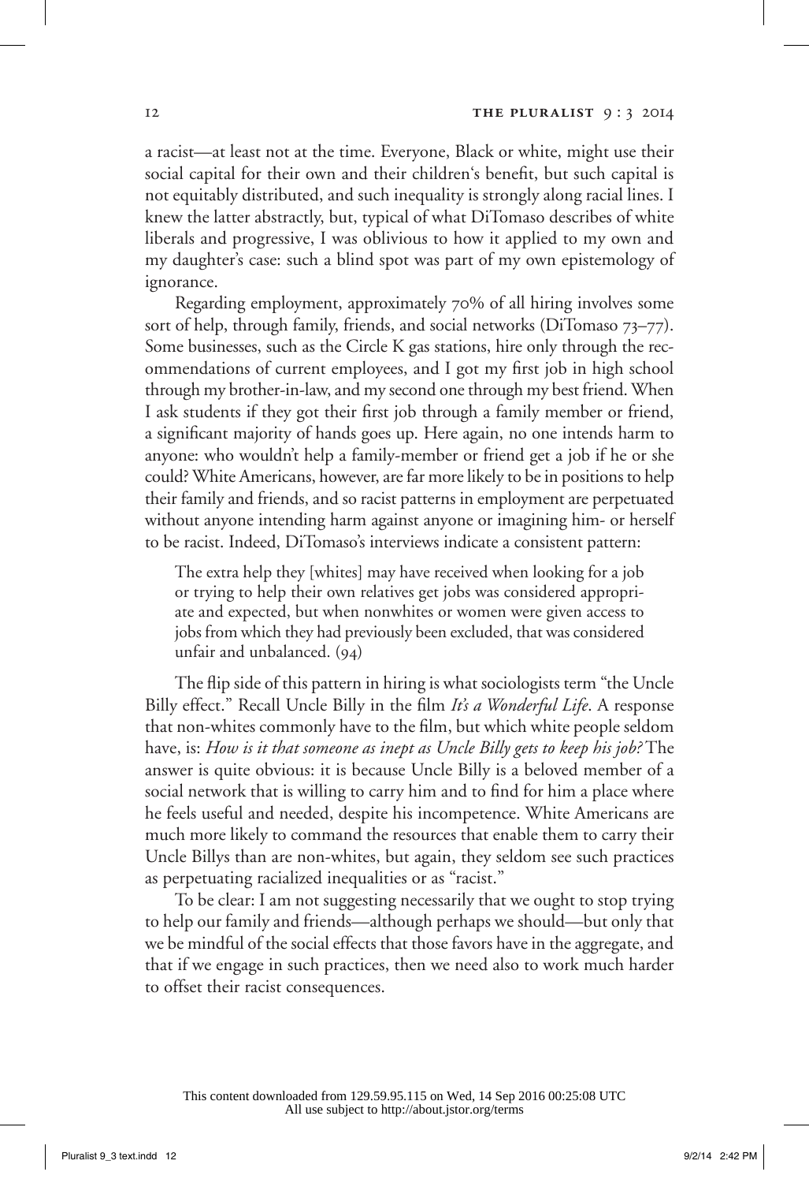a racist—at least not at the time. Everyone, Black or white, might use their social capital for their own and their children's benefit, but such capital is not equitably distributed, and such inequality is strongly along racial lines. I knew the latter abstractly, but, typical of what DiTomaso describes of white liberals and progressive, I was oblivious to how it applied to my own and my daughter's case: such a blind spot was part of my own epistemology of ignorance.

Regarding employment, approximately 70% of all hiring involves some sort of help, through family, friends, and social networks (DiTomaso 73–77). Some businesses, such as the Circle K gas stations, hire only through the recommendations of current employees, and I got my first job in high school through my brother-in-law, and my second one through my best friend. When I ask students if they got their first job through a family member or friend, a significant majority of hands goes up. Here again, no one intends harm to anyone: who wouldn't help a family-member or friend get a job if he or she could? White Americans, however, are far more likely to be in positions to help their family and friends, and so racist patterns in employment are perpetuated without anyone intending harm against anyone or imagining him- or herself to be racist. Indeed, DiTomaso's interviews indicate a consistent pattern:

> The extra help they [whites] may have received when looking for a job or trying to help their own relatives get jobs was considered appropriate and expected, but when nonwhites or women were given access to jobs from which they had previously been excluded, that was considered unfair and unbalanced. (94)

The flip side of this pattern in hiring is what sociologists term "the Uncle Billy effect." Recall Uncle Billy in the film *It's a Wonderful Life*. A response that non-whites commonly have to the film, but which white people seldom have, is: *How is it that someone as inept as Uncle Billy gets to keep his job?* The answer is quite obvious: it is because Uncle Billy is a beloved member of a social network that is willing to carry him and to find for him a place where he feels useful and needed, despite his incompetence. White Americans are much more likely to command the resources that enable them to carry their Uncle Billys than are non-whites, but again, they seldom see such practices as perpetuating racialized inequalities or as "racist."

To be clear: I am not suggesting necessarily that we ought to stop trying to help our family and friends—although perhaps we should—but only that we be mindful of the social effects that those favors have in the aggregate, and that if we engage in such practices, then we need also to work much harder to offset their racist consequences.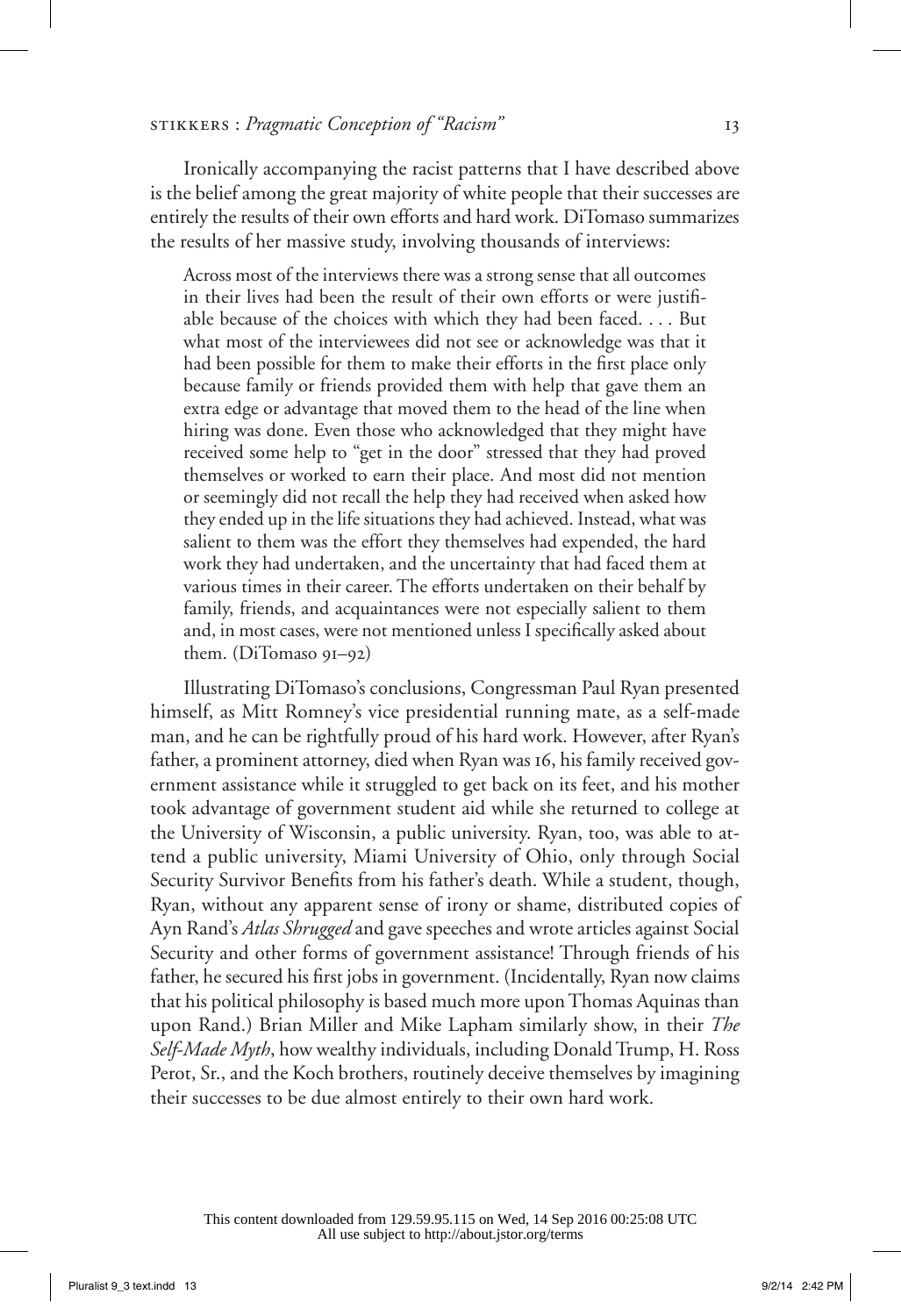Ironically accompanying the racist patterns that I have described above is the belief among the great majority of white people that their successes are entirely the results of their own efforts and hard work. DiTomaso summarizes the results of her massive study, involving thousands of interviews:

> Across most of the interviews there was a strong sense that all outcomes in their lives had been the result of their own efforts or were justifiable because of the choices with which they had been faced. . . . But what most of the interviewees did not see or acknowledge was that it had been possible for them to make their efforts in the first place only because family or friends provided them with help that gave them an extra edge or advantage that moved them to the head of the line when hiring was done. Even those who acknowledged that they might have received some help to "get in the door" stressed that they had proved themselves or worked to earn their place. And most did not mention or seemingly did not recall the help they had received when asked how they ended up in the life situations they had achieved. Instead, what was salient to them was the effort they themselves had expended, the hard work they had undertaken, and the uncertainty that had faced them at various times in their career. The efforts undertaken on their behalf by family, friends, and acquaintances were not especially salient to them and, in most cases, were not mentioned unless I specifically asked about them. (DiTomaso 91–92)

Illustrating DiTomaso's conclusions, Congressman Paul Ryan presented himself, as Mitt Romney's vice presidential running mate, as a self-made man, and he can be rightfully proud of his hard work. However, after Ryan's father, a prominent attorney, died when Ryan was 16, his family received government assistance while it struggled to get back on its feet, and his mother took advantage of government student aid while she returned to college at the University of Wisconsin, a public university. Ryan, too, was able to attend a public university, Miami University of Ohio, only through Social Security Survivor Benefits from his father's death. While a student, though, Ryan, without any apparent sense of irony or shame, distributed copies of Ayn Rand's *Atlas Shrugged* and gave speeches and wrote articles against Social Security and other forms of government assistance! Through friends of his father, he secured his first jobs in government. (Incidentally, Ryan now claims that his political philosophy is based much more upon Thomas Aquinas than upon Rand.) Brian Miller and Mike Lapham similarly show, in their *The Self-Made Myth*, how wealthy individuals, including Donald Trump, H. Ross Perot, Sr., and the Koch brothers, routinely deceive themselves by imagining their successes to be due almost entirely to their own hard work.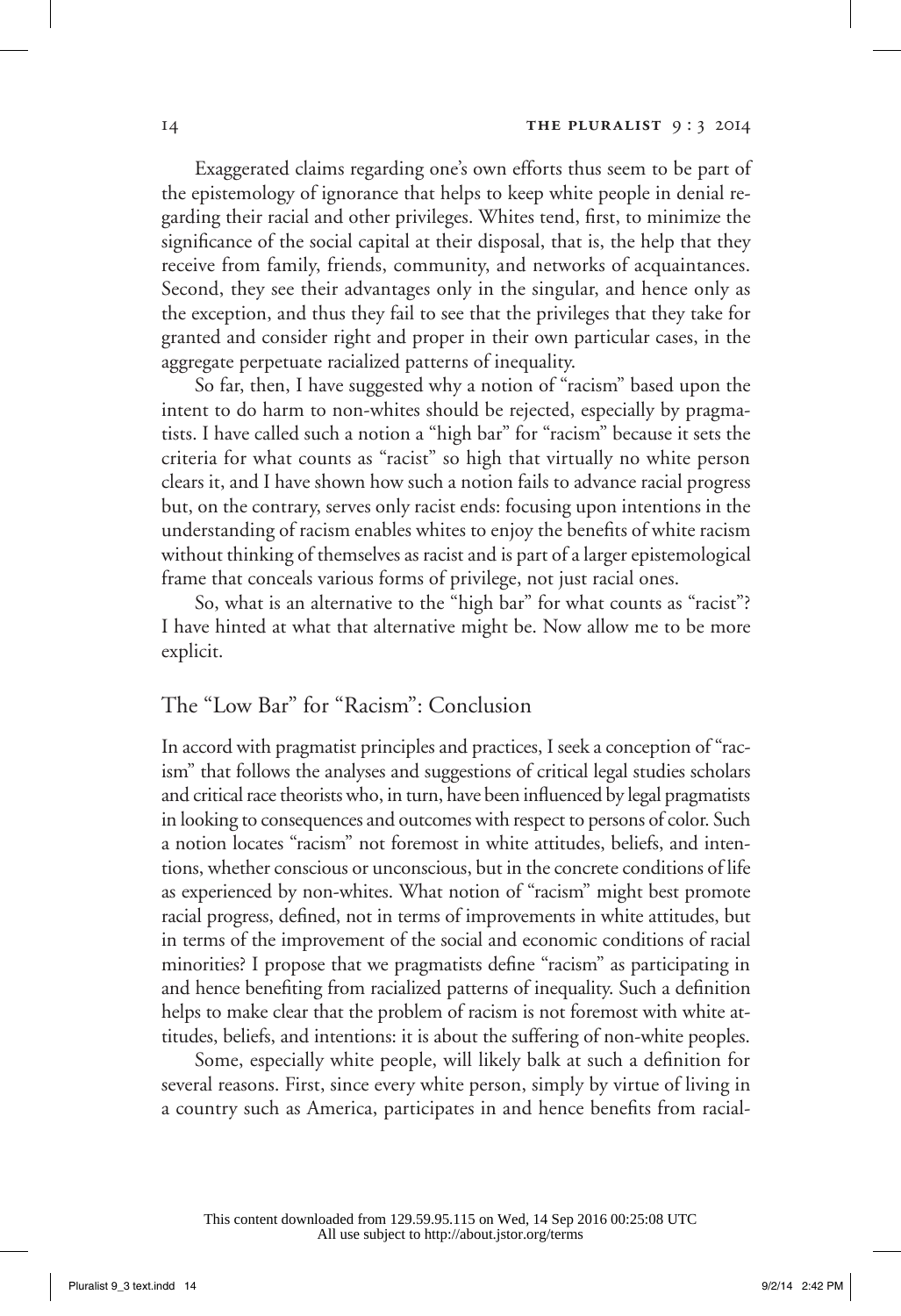Exaggerated claims regarding one's own efforts thus seem to be part of the epistemology of ignorance that helps to keep white people in denial regarding their racial and other privileges. Whites tend, first, to minimize the significance of the social capital at their disposal, that is, the help that they receive from family, friends, community, and networks of acquaintances. Second, they see their advantages only in the singular, and hence only as the exception, and thus they fail to see that the privileges that they take for granted and consider right and proper in their own particular cases, in the aggregate perpetuate racialized patterns of inequality.

So far, then, I have suggested why a notion of "racism" based upon the intent to do harm to non-whites should be rejected, especially by pragmatists. I have called such a notion a "high bar" for "racism" because it sets the criteria for what counts as "racist" so high that virtually no white person clears it, and I have shown how such a notion fails to advance racial progress but, on the contrary, serves only racist ends: focusing upon intentions in the understanding of racism enables whites to enjoy the benefits of white racism without thinking of themselves as racist and is part of a larger epistemological frame that conceals various forms of privilege, not just racial ones.

So, what is an alternative to the "high bar" for what counts as "racist"? I have hinted at what that alternative might be. Now allow me to be more explicit.

## The "Low Bar" for "Racism": Conclusion

In accord with pragmatist principles and practices, I seek a conception of "racism" that follows the analyses and suggestions of critical legal studies scholars and critical race theorists who, in turn, have been influenced by legal pragmatists in looking to consequences and outcomes with respect to persons of color. Such a notion locates "racism" not foremost in white attitudes, beliefs, and intentions, whether conscious or unconscious, but in the concrete conditions of life as experienced by non-whites. What notion of "racism" might best promote racial progress, defined, not in terms of improvements in white attitudes, but in terms of the improvement of the social and economic conditions of racial minorities? I propose that we pragmatists define "racism" as participating in and hence benefiting from racialized patterns of inequality. Such a definition helps to make clear that the problem of racism is not foremost with white attitudes, beliefs, and intentions: it is about the suffering of non-white peoples.

Some, especially white people, will likely balk at such a definition for several reasons. First, since every white person, simply by virtue of living in a country such as America, participates in and hence benefits from racial-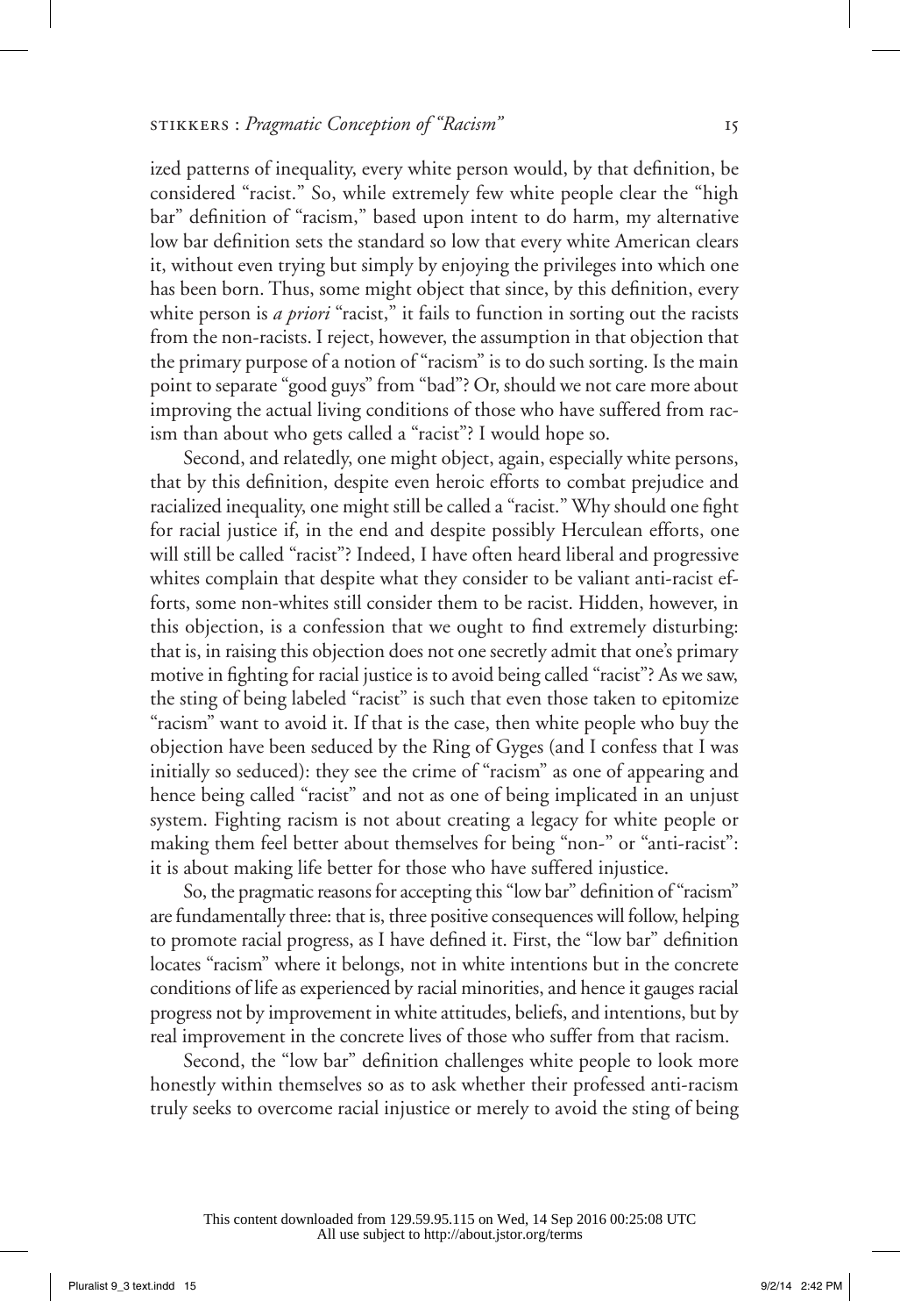ized patterns of inequality, every white person would, by that definition, be considered "racist." So, while extremely few white people clear the "high bar" definition of "racism," based upon intent to do harm, my alternative low bar definition sets the standard so low that every white American clears it, without even trying but simply by enjoying the privileges into which one has been born. Thus, some might object that since, by this definition, every white person is *a priori* "racist," it fails to function in sorting out the racists from the non-racists. I reject, however, the assumption in that objection that the primary purpose of a notion of "racism" is to do such sorting. Is the main point to separate "good guys" from "bad"? Or, should we not care more about improving the actual living conditions of those who have suffered from racism than about who gets called a "racist"? I would hope so.

Second, and relatedly, one might object, again, especially white persons, that by this definition, despite even heroic efforts to combat prejudice and racialized inequality, one might still be called a "racist." Why should one fight for racial justice if, in the end and despite possibly Herculean efforts, one will still be called "racist"? Indeed, I have often heard liberal and progressive whites complain that despite what they consider to be valiant anti-racist efforts, some non-whites still consider them to be racist. Hidden, however, in this objection, is a confession that we ought to find extremely disturbing: that is, in raising this objection does not one secretly admit that one's primary motive in fighting for racial justice is to avoid being called "racist"? As we saw, the sting of being labeled "racist" is such that even those taken to epitomize "racism" want to avoid it. If that is the case, then white people who buy the objection have been seduced by the Ring of Gyges (and I confess that I was initially so seduced): they see the crime of "racism" as one of appearing and hence being called "racist" and not as one of being implicated in an unjust system. Fighting racism is not about creating a legacy for white people or making them feel better about themselves for being "non-" or "anti-racist": it is about making life better for those who have suffered injustice.

So, the pragmatic reasons for accepting this "low bar" definition of "racism" are fundamentally three: that is, three positive consequences will follow, helping to promote racial progress, as I have defined it. First, the "low bar" definition locates "racism" where it belongs, not in white intentions but in the concrete conditions of life as experienced by racial minorities, and hence it gauges racial progress not by improvement in white attitudes, beliefs, and intentions, but by real improvement in the concrete lives of those who suffer from that racism.

Second, the "low bar" definition challenges white people to look more honestly within themselves so as to ask whether their professed anti-racism truly seeks to overcome racial injustice or merely to avoid the sting of being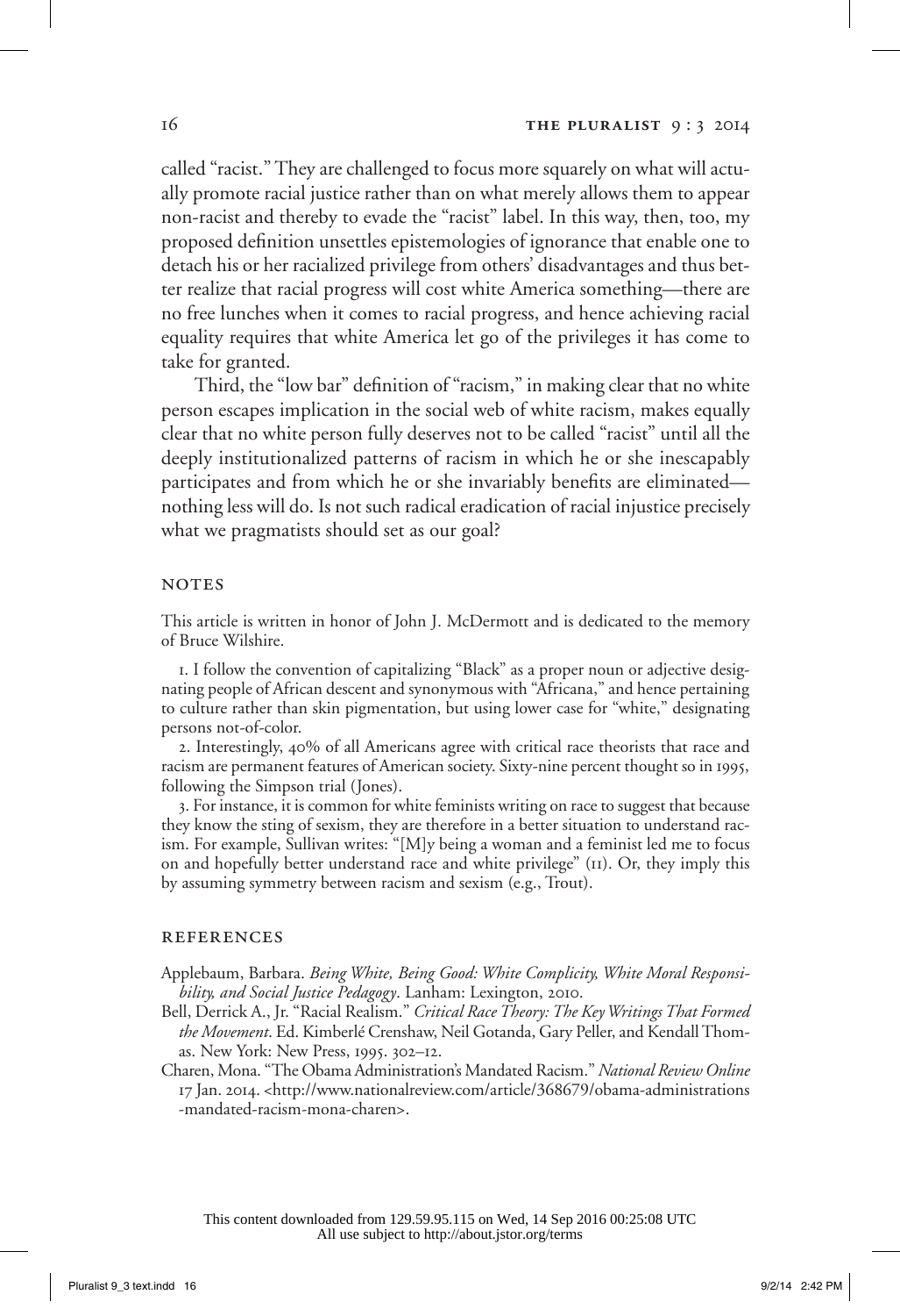called "racist." They are challenged to focus more squarely on what will actually promote racial justice rather than on what merely allows them to appear non-racist and thereby to evade the "racist" label. In this way, then, too, my proposed definition unsettles epistemologies of ignorance that enable one to detach his or her racialized privilege from others' disadvantages and thus better realize that racial progress will cost white America something—there are no free lunches when it comes to racial progress, and hence achieving racial equality requires that white America let go of the privileges it has come to take for granted.

Third, the "low bar" definition of "racism," in making clear that no white person escapes implication in the social web of white racism, makes equally clear that no white person fully deserves not to be called "racist" until all the deeply institutionalized patterns of racism in which he or she inescapably participates and from which he or she invariably benefits are eliminated—nothing less will do. Is not such radical eradication of racial injustice precisely what we pragmatists should set as our goal?

## NOTES

This article is written in honor of John J. McDermott and is dedicated to the memory of Bruce Wilshire.

1. I follow the convention of capitalizing "Black" as a proper noun or adjective designating people of African descent and synonymous with "Africana," and hence pertaining to culture rather than skin pigmentation, but using lower case for "white," designating persons not-of-color.

2. Interestingly, 40% of all Americans agree with critical race theorists that race and racism are permanent features of American society. Sixty-nine percent thought so in 1995, following the Simpson trial (Jones).

3. For instance, it is common for white feminists writing on race to suggest that because they know the sting of sexism, they are therefore in a better situation to understand racism. For example, Sullivan writes: "[M]y being a woman and a feminist led me to focus on and hopefully better understand race and white privilege" (11). Or, they imply this by assuming symmetry between racism and sexism (e.g., Trout).

## REFERENCES

Applebaum, Barbara. *Being White, Being Good: White Complicity, White Moral Responsibility, and Social Justice Pedagogy*. Lanham: Lexington, 2010.

Bell, Derrick A., Jr. "Racial Realism." *Critical Race Theory: The Key Writings That Formed the Movement*. Ed. Kimberlé Crenshaw, Neil Gotanda, Gary Peller, and Kendall Thomas. New York: New Press, 1995. 302–12.

Charen, Mona. "The Obama Administration's Mandated Racism." *National Review Online* 17 Jan. 2014. <http://www.nationalreview.com/article/368679/obama-administrations-mandated-racism-mona-charen>.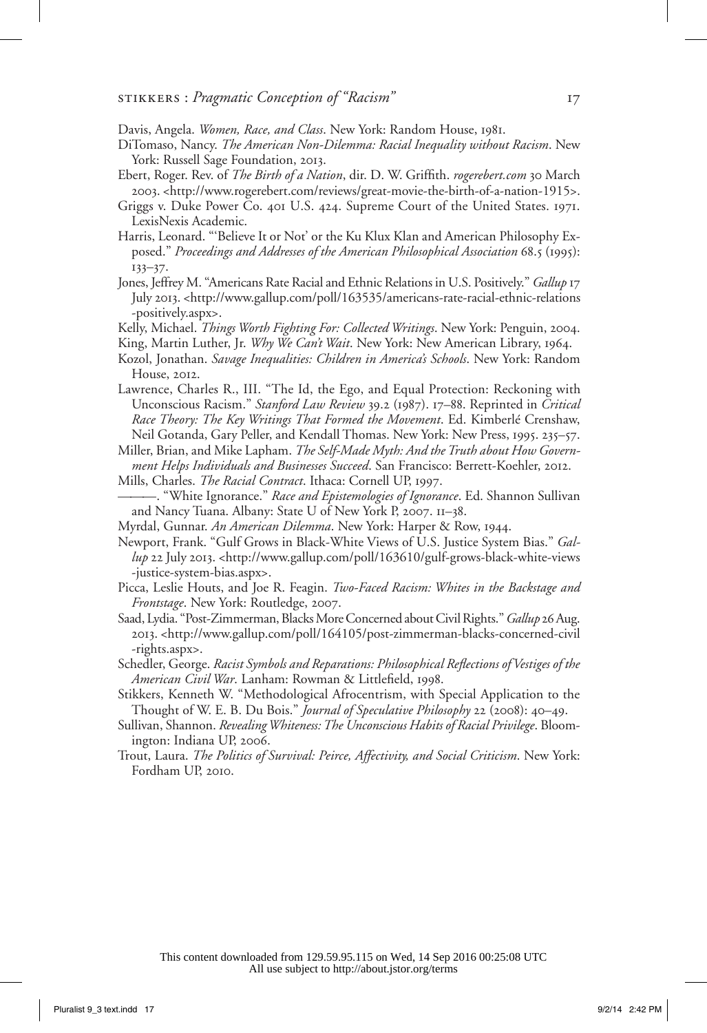Davis, Angela. *Women, Race, and Class*. New York: Random House, 1981.

DiTomaso, Nancy. *The American Non-Dilemma: Racial Inequality without Racism*. New York: Russell Sage Foundation, 2013.

Ebert, Roger. Rev. of *The Birth of a Nation*, dir. D. W. Griffith. *rogerebert.com* 30 March 2003. <http://www.rogerebert.com/reviews/great-movie-the-birth-of-a-nation-1915>.

Griggs v. Duke Power Co. 401 U.S. 424. Supreme Court of the United States. 1971. LexisNexis Academic.

Harris, Leonard. "'Believe It or Not' or the Ku Klux Klan and American Philosophy Exposed." *Proceedings and Addresses of the American Philosophical Association* 68.5 (1995): 133–37.

Jones, Jeffrey M. "Americans Rate Racial and Ethnic Relations in U.S. Positively." *Gallup* 17 July 2013. <http://www.gallup.com/poll/163535/americans-rate-racial-ethnic-relations-positively.aspx>.

Kelly, Michael. *Things Worth Fighting For: Collected Writings*. New York: Penguin, 2004.

King, Martin Luther, Jr. *Why We Can't Wait*. New York: New American Library, 1964.

Kozol, Jonathan. *Savage Inequalities: Children in America's Schools*. New York: Random House, 2012.

Lawrence, Charles R., III. "The Id, the Ego, and Equal Protection: Reckoning with Unconscious Racism." *Stanford Law Review* 39.2 (1987). 17–88. Reprinted in *Critical Race Theory: The Key Writings That Formed the Movement*. Ed. Kimberlé Crenshaw, Neil Gotanda, Gary Peller, and Kendall Thomas. New York: New Press, 1995. 235–57.

Miller, Brian, and Mike Lapham. *The Self-Made Myth: And the Truth about How Government Helps Individuals and Businesses Succeed*. San Francisco: Berrett-Koehler, 2012.

Mills, Charles. *The Racial Contract*. Ithaca: Cornell UP, 1997.

———. "White Ignorance." *Race and Epistemologies of Ignorance*. Ed. Shannon Sullivan and Nancy Tuana. Albany: State U of New York P, 2007. 11–38.

Myrdal, Gunnar. *An American Dilemma*. New York: Harper & Row, 1944.

Newport, Frank. "Gulf Grows in Black-White Views of U.S. Justice System Bias." *Gallup* 22 July 2013. <http://www.gallup.com/poll/163610/gulf-grows-black-white-views-justice-system-bias.aspx>.

Picca, Leslie Houts, and Joe R. Feagin. *Two-Faced Racism: Whites in the Backstage and Frontstage*. New York: Routledge, 2007.

Saad, Lydia. "Post-Zimmerman, Blacks More Concerned about Civil Rights." *Gallup* 26 Aug. 2013. <http://www.gallup.com/poll/164105/post-zimmerman-blacks-concerned-civil-rights.aspx>.

Schedler, George. *Racist Symbols and Reparations: Philosophical Reflections of Vestiges of the American Civil War*. Lanham: Rowman & Littlefield, 1998.

Stikkers, Kenneth W. "Methodological Afrocentrism, with Special Application to the Thought of W. E. B. Du Bois." *Journal of Speculative Philosophy* 22 (2008): 40–49.

Sullivan, Shannon. *Revealing Whiteness: The Unconscious Habits of Racial Privilege*. Bloomington: Indiana UP, 2006.

Trout, Laura. *The Politics of Survival: Peirce, Affectivity, and Social Criticism*. New York: Fordham UP, 2010.